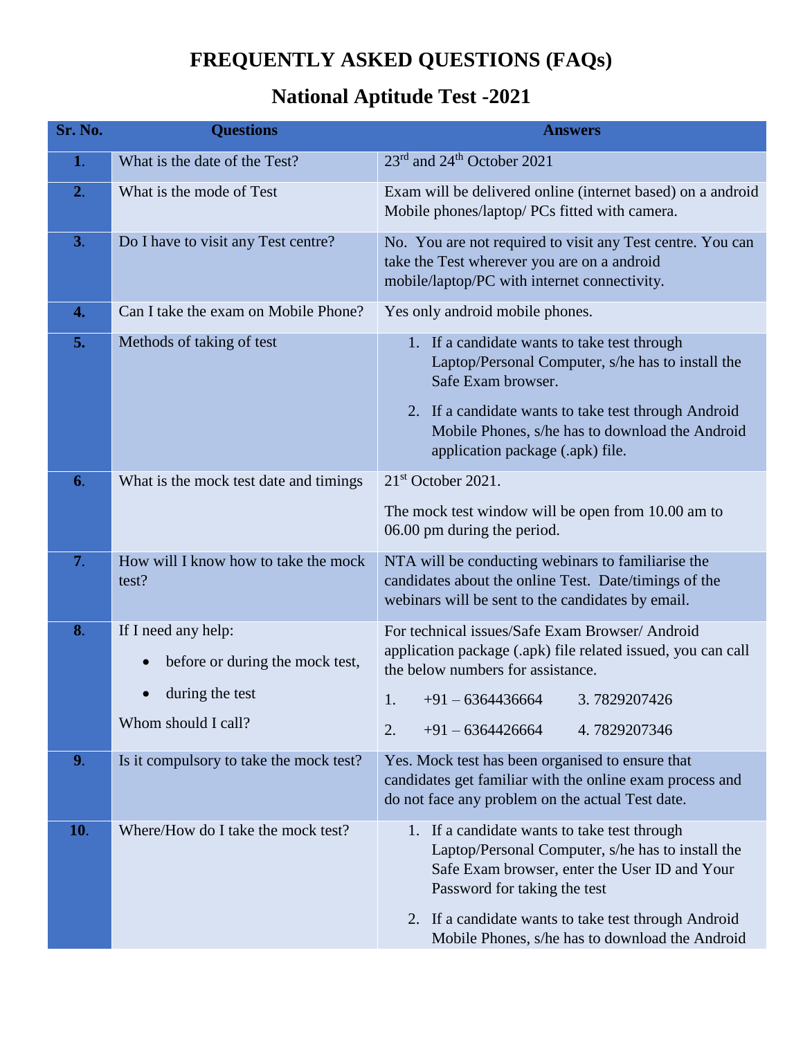# FREQUENTLY ASKED QUESTIONS (FAQs)

## National Aptitude Test -2021

| Sr. No. | Questions | Answers |
|---|---|---|
| 1. | What is the date of the Test? | 23rd and 24th October 2021 |
| 2. | What is the mode of Test | Exam will be delivered online (internet based) on a android Mobile phones/laptop/ PCs fitted with camera. |
| 3. | Do I have to visit any Test centre? | No. You are not required to visit any Test centre. You can take the Test wherever you are on a android mobile/laptop/PC with internet connectivity. |
| 4. | Can I take the exam on Mobile Phone? | Yes only android mobile phones. |
| 5. | Methods of taking of test | 1. If a candidate wants to take test through Laptop/Personal Computer, s/he has to install the Safe Exam browser.<br>2. If a candidate wants to take test through Android Mobile Phones, s/he has to download the Android application package (.apk) file. |
| 6. | What is the mock test date and timings | 21st October 2021.<br>The mock test window will be open from 10.00 am to 06.00 pm during the period. |
| 7. | How will I know how to take the mock test? | NTA will be conducting webinars to familiarise the candidates about the online Test. Date/timings of the webinars will be sent to the candidates by email. |
| 8. | If I need any help:<br>• before or during the mock test,<br>• during the test<br>Whom should I call? | For technical issues/Safe Exam Browser/ Android application package (.apk) file related issued, you can call the below numbers for assistance.<br>1. +91 – 6364436664 3. 7829207426<br>2. +91 – 6364426664 4. 7829207346 |
| 9. | Is it compulsory to take the mock test? | Yes. Mock test has been organised to ensure that candidates get familiar with the online exam process and do not face any problem on the actual Test date. |
| 10. | Where/How do I take the mock test? | 1. If a candidate wants to take test through Laptop/Personal Computer, s/he has to install the Safe Exam browser, enter the User ID and Your Password for taking the test<br>2. If a candidate wants to take test through Android Mobile Phones, s/he has to download the Android |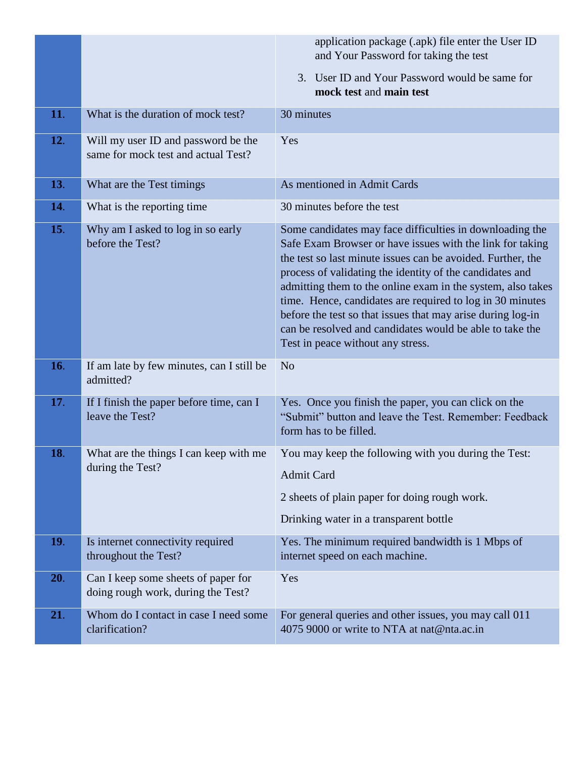| | | |
|---|---|---|
| | | application package (.apk) file enter the User ID and Your Password for taking the test<br>3. User ID and Your Password would be same for **mock test** and **main test** |
| **11**. | What is the duration of mock test? | 30 minutes |
| **12**. | Will my user ID and password be the same for mock test and actual Test? | Yes |
| **13**. | What are the Test timings | As mentioned in Admit Cards |
| **14**. | What is the reporting time | 30 minutes before the test |
| **15**. | Why am I asked to log in so early before the Test? | Some candidates may face difficulties in downloading the Safe Exam Browser or have issues with the link for taking the test so last minute issues can be avoided. Further, the process of validating the identity of the candidates and admitting them to the online exam in the system, also takes time. Hence, candidates are required to log in 30 minutes before the test so that issues that may arise during log-in can be resolved and candidates would be able to take the Test in peace without any stress. |
| **16**. | If am late by few minutes, can I still be admitted? | No |
| **17**. | If I finish the paper before time, can I leave the Test? | Yes. Once you finish the paper, you can click on the "Submit" button and leave the Test. Remember: Feedback form has to be filled. |
| **18**. | What are the things I can keep with me during the Test? | You may keep the following with you during the Test:<br>Admit Card<br>2 sheets of plain paper for doing rough work.<br>Drinking water in a transparent bottle |
| **19**. | Is internet connectivity required throughout the Test? | Yes. The minimum required bandwidth is 1 Mbps of internet speed on each machine. |
| **20**. | Can I keep some sheets of paper for doing rough work, during the Test? | Yes |
| **21**. | Whom do I contact in case I need some clarification? | For general queries and other issues, you may call 011 4075 9000 or write to NTA at nat@nta.ac.in |